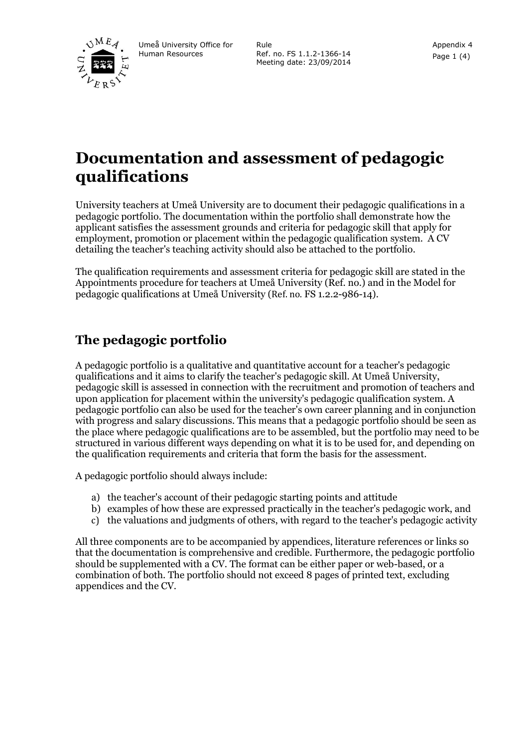# Documentation and assessment of pedagogic qualifications

University teachers at Umeå University are to document their pedagogic qualifications in a pedagogic portfolio. The documentation within the portfolio shall demonstrate how the applicant satisfies the assessment grounds and criteria for pedagogic skill that apply for employment, promotion or placement within the pedagogic qualification system. A CV detailing the teacher's teaching activity should also be attached to the portfolio.

The qualification requirements and assessment criteria for pedagogic skill are stated in the Appointments procedure for teachers at Umeå University (Ref. no.) and in the Model for pedagogic qualifications at Umeå University (Ref. no. FS 1.2.2-986-14).

## The pedagogic portfolio

A pedagogic portfolio is a qualitative and quantitative account for a teacher's pedagogic qualifications and it aims to clarify the teacher's pedagogic skill. At Umeå University, pedagogic skill is assessed in connection with the recruitment and promotion of teachers and upon application for placement within the university's pedagogic qualification system. A pedagogic portfolio can also be used for the teacher's own career planning and in conjunction with progress and salary discussions. This means that a pedagogic portfolio should be seen as the place where pedagogic qualifications are to be assembled, but the portfolio may need to be structured in various different ways depending on what it is to be used for, and depending on the qualification requirements and criteria that form the basis for the assessment.

A pedagogic portfolio should always include:

a) the teacher's account of their pedagogic starting points and attitude
b) examples of how these are expressed practically in the teacher's pedagogic work, and
c) the valuations and judgments of others, with regard to the teacher's pedagogic activity

All three components are to be accompanied by appendices, literature references or links so that the documentation is comprehensive and credible. Furthermore, the pedagogic portfolio should be supplemented with a CV. The format can be either paper or web-based, or a combination of both. The portfolio should not exceed 8 pages of printed text, excluding appendices and the CV.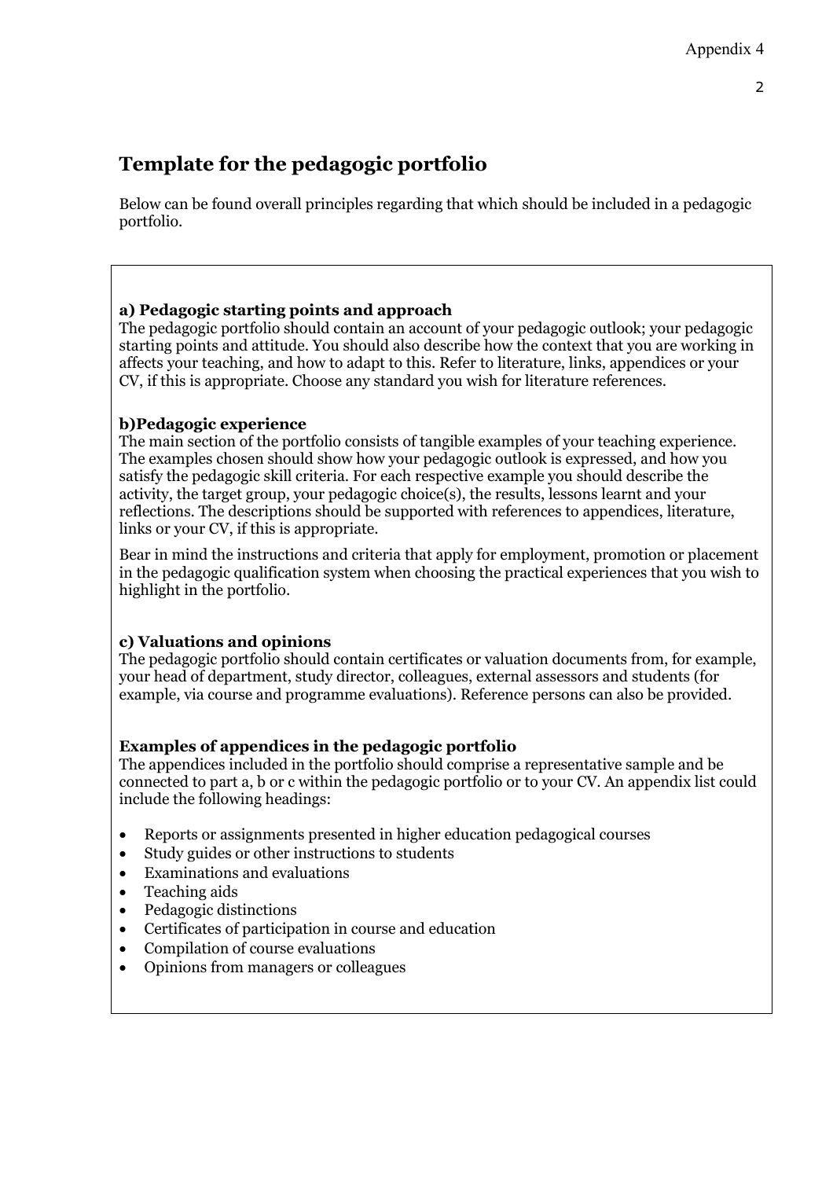# Template for the pedagogic portfolio

Below can be found overall principles regarding that which should be included in a pedagogic portfolio.

### a) Pedagogic starting points and approach

The pedagogic portfolio should contain an account of your pedagogic outlook; your pedagogic starting points and attitude. You should also describe how the context that you are working in affects your teaching, and how to adapt to this. Refer to literature, links, appendices or your CV, if this is appropriate. Choose any standard you wish for literature references.

### b)Pedagogic experience

The main section of the portfolio consists of tangible examples of your teaching experience. The examples chosen should show how your pedagogic outlook is expressed, and how you satisfy the pedagogic skill criteria. For each respective example you should describe the activity, the target group, your pedagogic choice(s), the results, lessons learnt and your reflections. The descriptions should be supported with references to appendices, literature, links or your CV, if this is appropriate.

Bear in mind the instructions and criteria that apply for employment, promotion or placement in the pedagogic qualification system when choosing the practical experiences that you wish to highlight in the portfolio.

### c) Valuations and opinions

The pedagogic portfolio should contain certificates or valuation documents from, for example, your head of department, study director, colleagues, external assessors and students (for example, via course and programme evaluations). Reference persons can also be provided.

### Examples of appendices in the pedagogic portfolio

The appendices included in the portfolio should comprise a representative sample and be connected to part a, b or c within the pedagogic portfolio or to your CV. An appendix list could include the following headings:

- Reports or assignments presented in higher education pedagogical courses
- Study guides or other instructions to students
- Examinations and evaluations
- Teaching aids
- Pedagogic distinctions
- Certificates of participation in course and education
- Compilation of course evaluations
- Opinions from managers or colleagues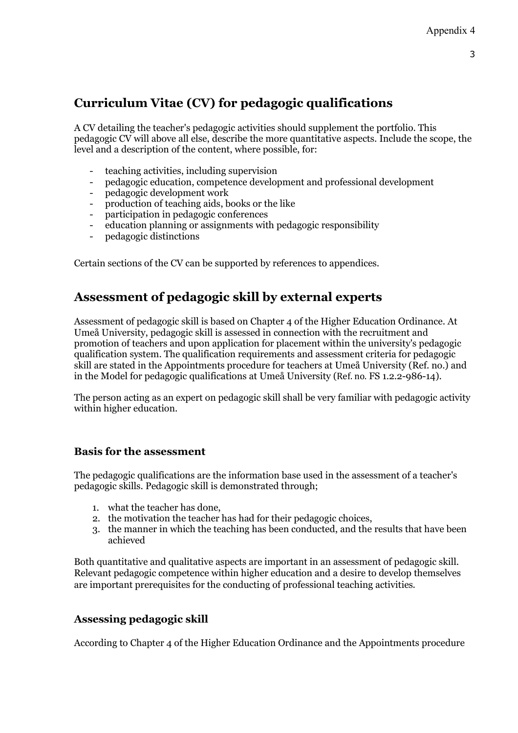## Curriculum Vitae (CV) for pedagogic qualifications

A CV detailing the teacher's pedagogic activities should supplement the portfolio. This pedagogic CV will above all else, describe the more quantitative aspects. Include the scope, the level and a description of the content, where possible, for:

- teaching activities, including supervision
- pedagogic education, competence development and professional development
- pedagogic development work
- production of teaching aids, books or the like
- participation in pedagogic conferences
- education planning or assignments with pedagogic responsibility
- pedagogic distinctions

Certain sections of the CV can be supported by references to appendices.

## Assessment of pedagogic skill by external experts

Assessment of pedagogic skill is based on Chapter 4 of the Higher Education Ordinance. At Umeå University, pedagogic skill is assessed in connection with the recruitment and promotion of teachers and upon application for placement within the university's pedagogic qualification system. The qualification requirements and assessment criteria for pedagogic skill are stated in the Appointments procedure for teachers at Umeå University (Ref. no.) and in the Model for pedagogic qualifications at Umeå University (Ref. no. FS 1.2.2-986-14).

The person acting as an expert on pedagogic skill shall be very familiar with pedagogic activity within higher education.

### Basis for the assessment

The pedagogic qualifications are the information base used in the assessment of a teacher's pedagogic skills. Pedagogic skill is demonstrated through;

1. what the teacher has done,
2. the motivation the teacher has had for their pedagogic choices,
3. the manner in which the teaching has been conducted, and the results that have been achieved

Both quantitative and qualitative aspects are important in an assessment of pedagogic skill. Relevant pedagogic competence within higher education and a desire to develop themselves are important prerequisites for the conducting of professional teaching activities.

### Assessing pedagogic skill

According to Chapter 4 of the Higher Education Ordinance and the Appointments procedure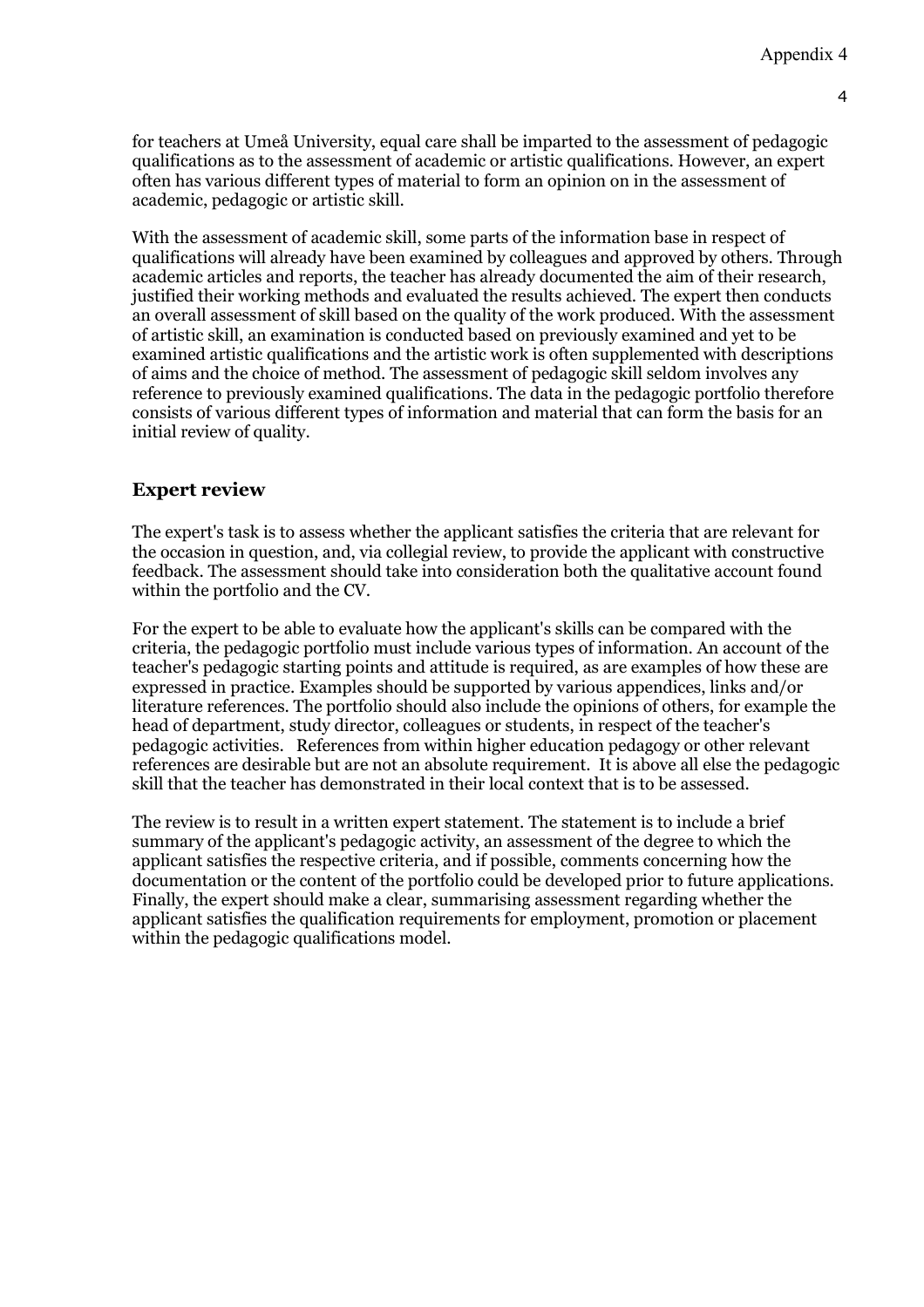for teachers at Umeå University, equal care shall be imparted to the assessment of pedagogic qualifications as to the assessment of academic or artistic qualifications. However, an expert often has various different types of material to form an opinion on in the assessment of academic, pedagogic or artistic skill.

With the assessment of academic skill, some parts of the information base in respect of qualifications will already have been examined by colleagues and approved by others. Through academic articles and reports, the teacher has already documented the aim of their research, justified their working methods and evaluated the results achieved. The expert then conducts an overall assessment of skill based on the quality of the work produced. With the assessment of artistic skill, an examination is conducted based on previously examined and yet to be examined artistic qualifications and the artistic work is often supplemented with descriptions of aims and the choice of method. The assessment of pedagogic skill seldom involves any reference to previously examined qualifications. The data in the pedagogic portfolio therefore consists of various different types of information and material that can form the basis for an initial review of quality.

## Expert review

The expert's task is to assess whether the applicant satisfies the criteria that are relevant for the occasion in question, and, via collegial review, to provide the applicant with constructive feedback. The assessment should take into consideration both the qualitative account found within the portfolio and the CV.

For the expert to be able to evaluate how the applicant's skills can be compared with the criteria, the pedagogic portfolio must include various types of information. An account of the teacher's pedagogic starting points and attitude is required, as are examples of how these are expressed in practice. Examples should be supported by various appendices, links and/or literature references. The portfolio should also include the opinions of others, for example the head of department, study director, colleagues or students, in respect of the teacher's pedagogic activities. References from within higher education pedagogy or other relevant references are desirable but are not an absolute requirement. It is above all else the pedagogic skill that the teacher has demonstrated in their local context that is to be assessed.

The review is to result in a written expert statement. The statement is to include a brief summary of the applicant's pedagogic activity, an assessment of the degree to which the applicant satisfies the respective criteria, and if possible, comments concerning how the documentation or the content of the portfolio could be developed prior to future applications. Finally, the expert should make a clear, summarising assessment regarding whether the applicant satisfies the qualification requirements for employment, promotion or placement within the pedagogic qualifications model.